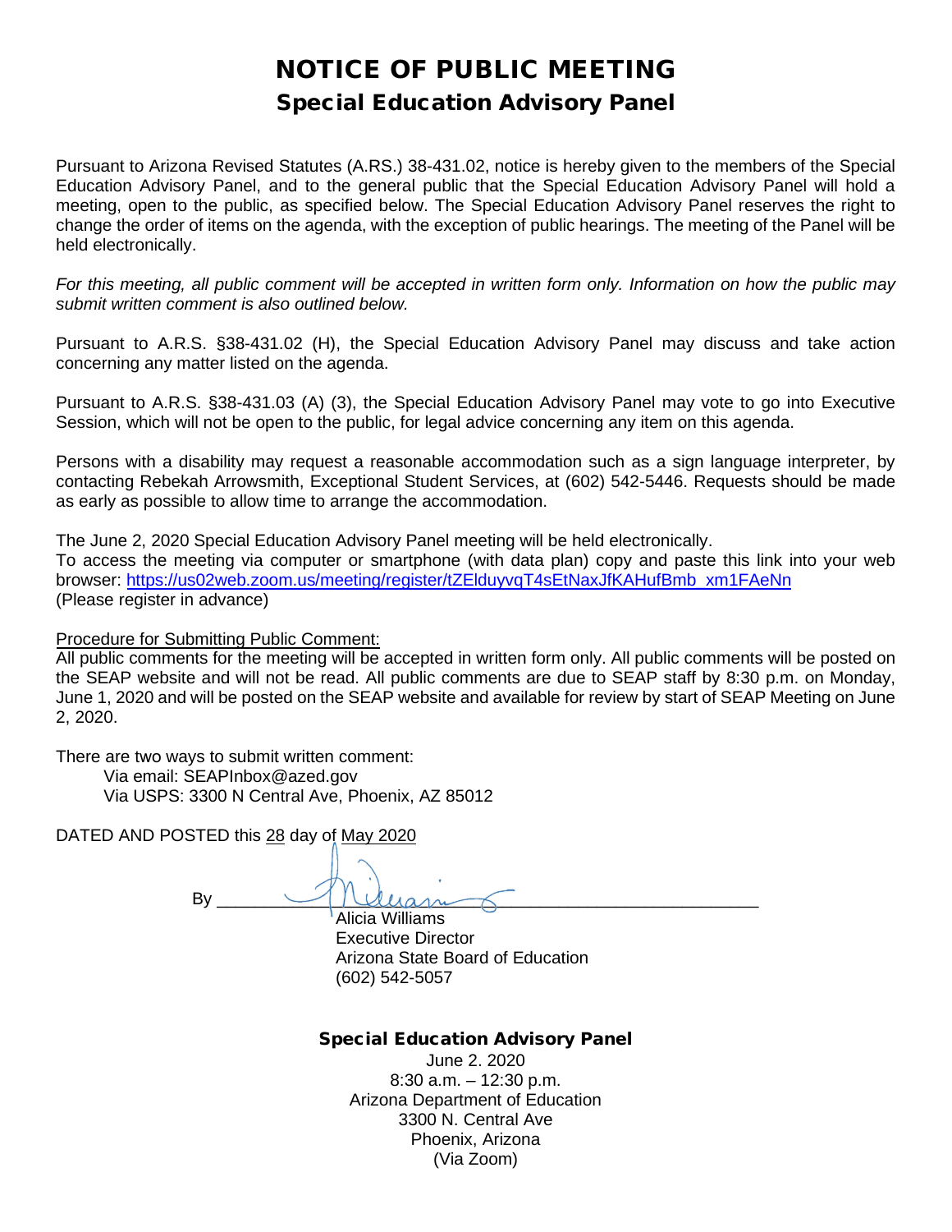# NOTICE OF PUBLIC MEETING

## Special Education Advisory Panel

Pursuant to Arizona Revised Statutes (A.RS.) 38-431.02, notice is hereby given to the members of the Special Education Advisory Panel, and to the general public that the Special Education Advisory Panel will hold a meeting, open to the public, as specified below. The Special Education Advisory Panel reserves the right to change the order of items on the agenda, with the exception of public hearings. The meeting of the Panel will be held electronically.

*For this meeting, all public comment will be accepted in written form only. Information on how the public may submit written comment is also outlined below.*

Pursuant to A.R.S. §38-431.02 (H), the Special Education Advisory Panel may discuss and take action concerning any matter listed on the agenda.

Pursuant to A.R.S. §38-431.03 (A) (3), the Special Education Advisory Panel may vote to go into Executive Session, which will not be open to the public, for legal advice concerning any item on this agenda.

Persons with a disability may request a reasonable accommodation such as a sign language interpreter, by contacting Rebekah Arrowsmith, Exceptional Student Services, at (602) 542-5446. Requests should be made as early as possible to allow time to arrange the accommodation.

The June 2, 2020 Special Education Advisory Panel meeting will be held electronically.
To access the meeting via computer or smartphone (with data plan) copy and paste this link into your web browser: [https://us02web.zoom.us/meeting/register/tZElduyvqT4sEtNaxJfKAHufBmb_xm1FAeNn](https://us02web.zoom.us/meeting/register/tZElduyvqT4sEtNaxJfKAHufBmb_xm1FAeNn)
(Please register in advance)

Procedure for Submitting Public Comment:
All public comments for the meeting will be accepted in written form only. All public comments will be posted on the SEAP website and will not be read. All public comments are due to SEAP staff by 8:30 p.m. on Monday, June 1, 2020 and will be posted on the SEAP website and available for review by start of SEAP Meeting on June 2, 2020.

There are two ways to submit written comment:
Via email: SEAPInbox@azed.gov
Via USPS: 3300 N Central Ave, Phoenix, AZ 85012

DATED AND POSTED this 28 day of May 2020

By ______________________________

Alicia Williams
Executive Director
Arizona State Board of Education
(602) 542-5057

**Special Education Advisory Panel**

June 2. 2020
8:30 a.m. – 12:30 p.m.
Arizona Department of Education
3300 N. Central Ave
Phoenix, Arizona
(Via Zoom)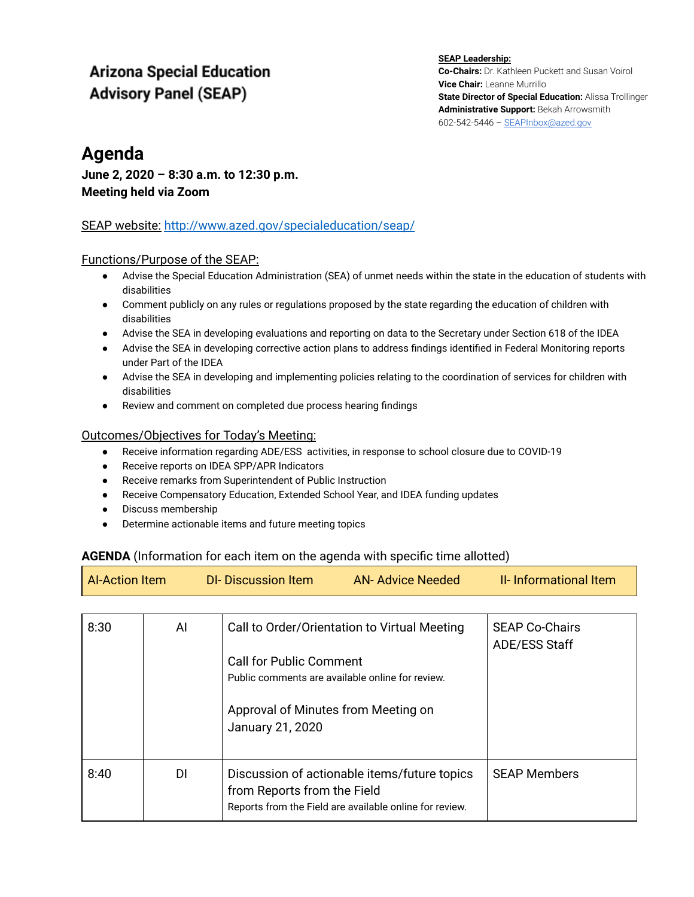# Arizona Special Education Advisory Panel (SEAP)

**SEAP Leadership:**
**Co-Chairs:** Dr. Kathleen Puckett and Susan Voirol
**Vice Chair:** Leanne Murrillo
**State Director of Special Education:** Alissa Trollinger
**Administrative Support:** Bekah Arrowsmith
602-542-5446 – SEAPInbox@azed.gov

## Agenda

**June 2, 2020 – 8:30 a.m. to 12:30 p.m.**
**Meeting held via Zoom**

SEAP website: http://www.azed.gov/specialeducation/seap/

Functions/Purpose of the SEAP:

- Advise the Special Education Administration (SEA) of unmet needs within the state in the education of students with disabilities
- Comment publicly on any rules or regulations proposed by the state regarding the education of children with disabilities
- Advise the SEA in developing evaluations and reporting on data to the Secretary under Section 618 of the IDEA
- Advise the SEA in developing corrective action plans to address findings identified in Federal Monitoring reports under Part of the IDEA
- Advise the SEA in developing and implementing policies relating to the coordination of services for children with disabilities
- Review and comment on completed due process hearing findings

Outcomes/Objectives for Today's Meeting:

- Receive information regarding ADE/ESS activities, in response to school closure due to COVID-19
- Receive reports on IDEA SPP/APR Indicators
- Receive remarks from Superintendent of Public Instruction
- Receive Compensatory Education, Extended School Year, and IDEA funding updates
- Discuss membership
- Determine actionable items and future meeting topics

**AGENDA** (Information for each item on the agenda with specific time allotted)

| AI-Action Item | DI- Discussion Item | AN- Advice Needed | II- Informational Item |
|---|---|---|---|

| | | | |
|---|---|---|---|
| 8:30 | AI | Call to Order/Orientation to Virtual Meeting<br><br>Call for Public Comment<br>Public comments are available online for review.<br><br>Approval of Minutes from Meeting on January 21, 2020 | SEAP Co-Chairs<br>ADE/ESS Staff |
| 8:40 | DI | Discussion of actionable items/future topics from Reports from the Field<br>Reports from the Field are available online for review. | SEAP Members |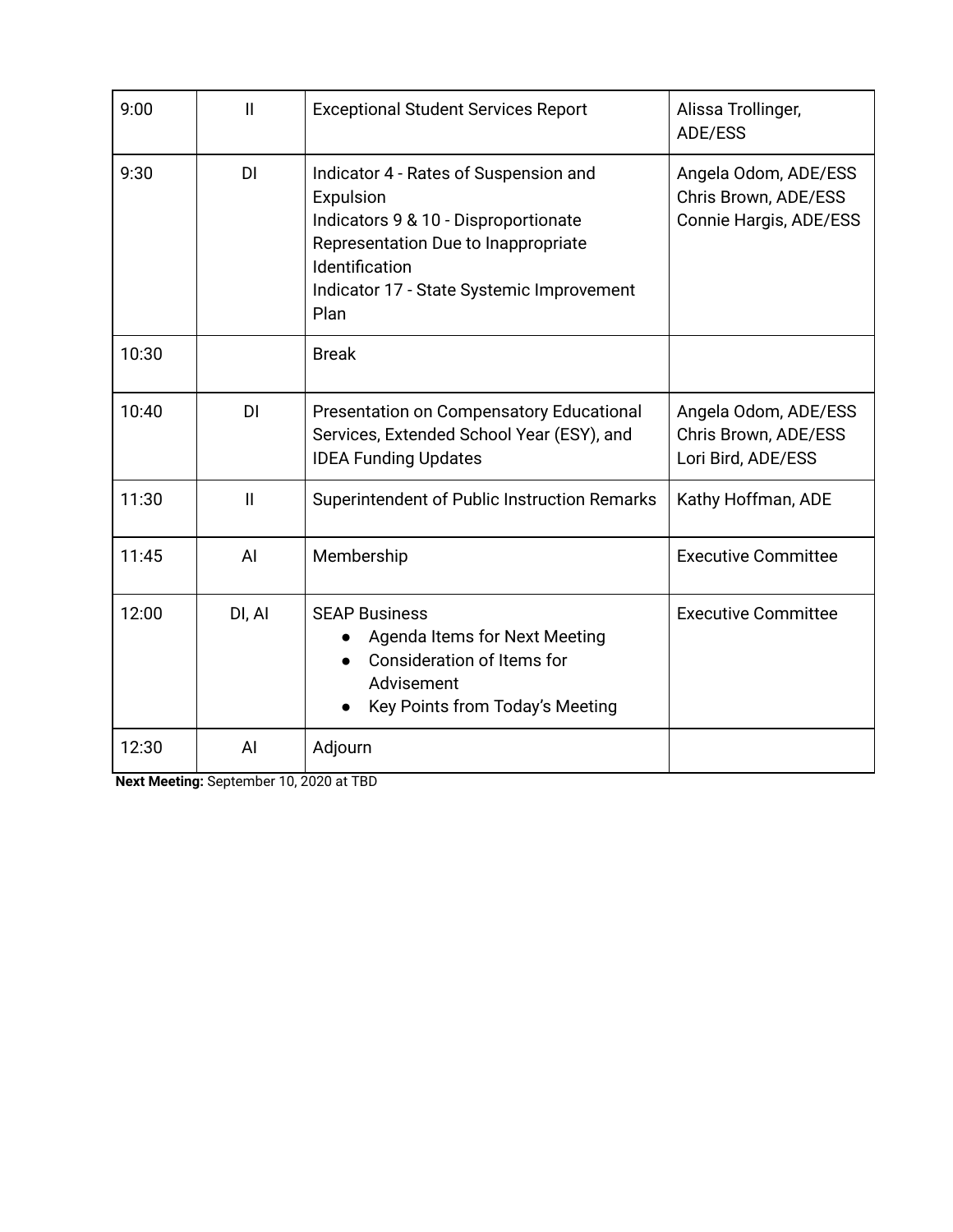| | | | |
|---|---|---|---|
| 9:00 | II | Exceptional Student Services Report | Alissa Trollinger, ADE/ESS |
| 9:30 | DI | Indicator 4 - Rates of Suspension and Expulsion<br>Indicators 9 & 10 - Disproportionate Representation Due to Inappropriate Identification<br>Indicator 17 - State Systemic Improvement Plan | Angela Odom, ADE/ESS<br>Chris Brown, ADE/ESS<br>Connie Hargis, ADE/ESS |
| 10:30 | | Break | |
| 10:40 | DI | Presentation on Compensatory Educational Services, Extended School Year (ESY), and IDEA Funding Updates | Angela Odom, ADE/ESS<br>Chris Brown, ADE/ESS<br>Lori Bird, ADE/ESS |
| 11:30 | II | Superintendent of Public Instruction Remarks | Kathy Hoffman, ADE |
| 11:45 | AI | Membership | Executive Committee |
| 12:00 | DI, AI | SEAP Business<br>• Agenda Items for Next Meeting<br>• Consideration of Items for Advisement<br>• Key Points from Today's Meeting | Executive Committee |
| 12:30 | AI | Adjourn | |

**Next Meeting:** September 10, 2020 at TBD